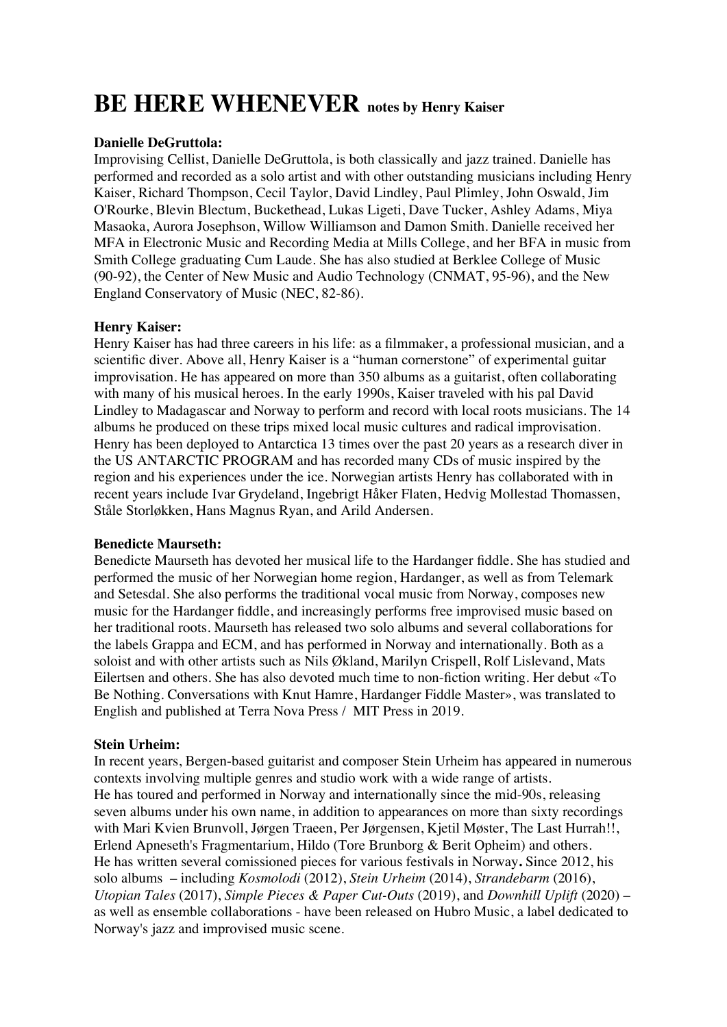# BE HERE WHENEVER notes by Henry Kaiser

**Danielle DeGruttola:**

Improvising Cellist, Danielle DeGruttola, is both classically and jazz trained. Danielle has performed and recorded as a solo artist and with other outstanding musicians including Henry Kaiser, Richard Thompson, Cecil Taylor, David Lindley, Paul Plimley, John Oswald, Jim O'Rourke, Blevin Blectum, Buckethead, Lukas Ligeti, Dave Tucker, Ashley Adams, Miya Masaoka, Aurora Josephson, Willow Williamson and Damon Smith. Danielle received her MFA in Electronic Music and Recording Media at Mills College, and her BFA in music from Smith College graduating Cum Laude. She has also studied at Berklee College of Music (90-92), the Center of New Music and Audio Technology (CNMAT, 95-96), and the New England Conservatory of Music (NEC, 82-86).

**Henry Kaiser:**

Henry Kaiser has had three careers in his life: as a filmmaker, a professional musician, and a scientific diver. Above all, Henry Kaiser is a "human cornerstone" of experimental guitar improvisation. He has appeared on more than 350 albums as a guitarist, often collaborating with many of his musical heroes. In the early 1990s, Kaiser traveled with his pal David Lindley to Madagascar and Norway to perform and record with local roots musicians. The 14 albums he produced on these trips mixed local music cultures and radical improvisation. Henry has been deployed to Antarctica 13 times over the past 20 years as a research diver in the US ANTARCTIC PROGRAM and has recorded many CDs of music inspired by the region and his experiences under the ice. Norwegian artists Henry has collaborated with in recent years include Ivar Grydeland, Ingebrigt Håker Flaten, Hedvig Mollestad Thomassen, Ståle Storløkken, Hans Magnus Ryan, and Arild Andersen.

**Benedicte Maurseth:**

Benedicte Maurseth has devoted her musical life to the Hardanger fiddle. She has studied and performed the music of her Norwegian home region, Hardanger, as well as from Telemark and Setesdal. She also performs the traditional vocal music from Norway, composes new music for the Hardanger fiddle, and increasingly performs free improvised music based on her traditional roots. Maurseth has released two solo albums and several collaborations for the labels Grappa and ECM, and has performed in Norway and internationally. Both as a soloist and with other artists such as Nils Økland, Marilyn Crispell, Rolf Lislevand, Mats Eilertsen and others. She has also devoted much time to non-fiction writing. Her debut «To Be Nothing. Conversations with Knut Hamre, Hardanger Fiddle Master», was translated to English and published at Terra Nova Press / MIT Press in 2019.

**Stein Urheim:**

In recent years, Bergen-based guitarist and composer Stein Urheim has appeared in numerous contexts involving multiple genres and studio work with a wide range of artists.
He has toured and performed in Norway and internationally since the mid-90s, releasing seven albums under his own name, in addition to appearances on more than sixty recordings with Mari Kvien Brunvoll, Jørgen Traeen, Per Jørgensen, Kjetil Møster, The Last Hurrah!!, Erlend Apneseth's Fragmentarium, Hildo (Tore Brunborg & Berit Opheim) and others.
He has written several comissioned pieces for various festivals in Norway**.** Since 2012, his solo albums – including *Kosmolodi* (2012), *Stein Urheim* (2014), *Strandebarm* (2016), *Utopian Tales* (2017), *Simple Pieces & Paper Cut-Outs* (2019), and *Downhill Uplift* (2020) – as well as ensemble collaborations - have been released on Hubro Music, a label dedicated to Norway's jazz and improvised music scene.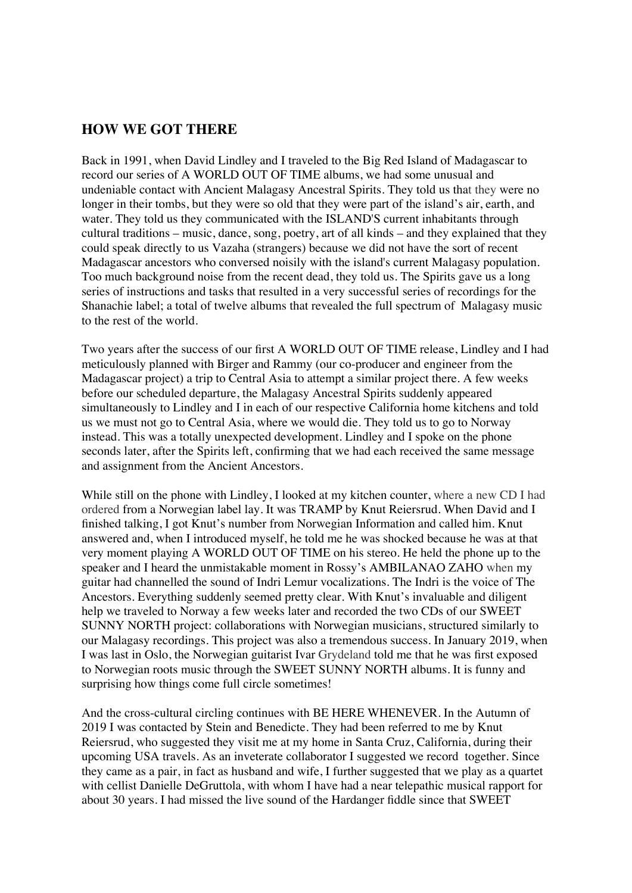## HOW WE GOT THERE

Back in 1991, when David Lindley and I traveled to the Big Red Island of Madagascar to record our series of A WORLD OUT OF TIME albums, we had some unusual and undeniable contact with Ancient Malagasy Ancestral Spirits. They told us that they were no longer in their tombs, but they were so old that they were part of the island's air, earth, and water. They told us they communicated with the ISLAND'S current inhabitants through cultural traditions – music, dance, song, poetry, art of all kinds – and they explained that they could speak directly to us Vazaha (strangers) because we did not have the sort of recent Madagascar ancestors who conversed noisily with the island's current Malagasy population. Too much background noise from the recent dead, they told us. The Spirits gave us a long series of instructions and tasks that resulted in a very successful series of recordings for the Shanachie label; a total of twelve albums that revealed the full spectrum of Malagasy music to the rest of the world.

Two years after the success of our first A WORLD OUT OF TIME release, Lindley and I had meticulously planned with Birger and Rammy (our co-producer and engineer from the Madagascar project) a trip to Central Asia to attempt a similar project there. A few weeks before our scheduled departure, the Malagasy Ancestral Spirits suddenly appeared simultaneously to Lindley and I in each of our respective California home kitchens and told us we must not go to Central Asia, where we would die. They told us to go to Norway instead. This was a totally unexpected development. Lindley and I spoke on the phone seconds later, after the Spirits left, confirming that we had each received the same message and assignment from the Ancient Ancestors.

While still on the phone with Lindley, I looked at my kitchen counter, where a new CD I had ordered from a Norwegian label lay. It was TRAMP by Knut Reiersrud. When David and I finished talking, I got Knut's number from Norwegian Information and called him. Knut answered and, when I introduced myself, he told me he was shocked because he was at that very moment playing A WORLD OUT OF TIME on his stereo. He held the phone up to the speaker and I heard the unmistakable moment in Rossy's AMBILANAO ZAHO when my guitar had channelled the sound of Indri Lemur vocalizations. The Indri is the voice of The Ancestors. Everything suddenly seemed pretty clear. With Knut's invaluable and diligent help we traveled to Norway a few weeks later and recorded the two CDs of our SWEET SUNNY NORTH project: collaborations with Norwegian musicians, structured similarly to our Malagasy recordings. This project was also a tremendous success. In January 2019, when I was last in Oslo, the Norwegian guitarist Ivar Grydeland told me that he was first exposed to Norwegian roots music through the SWEET SUNNY NORTH albums. It is funny and surprising how things come full circle sometimes!

And the cross-cultural circling continues with BE HERE WHENEVER. In the Autumn of 2019 I was contacted by Stein and Benedicte. They had been referred to me by Knut Reiersrud, who suggested they visit me at my home in Santa Cruz, California, during their upcoming USA travels. As an inveterate collaborator I suggested we record together. Since they came as a pair, in fact as husband and wife, I further suggested that we play as a quartet with cellist Danielle DeGruttola, with whom I have had a near telepathic musical rapport for about 30 years. I had missed the live sound of the Hardanger fiddle since that SWEET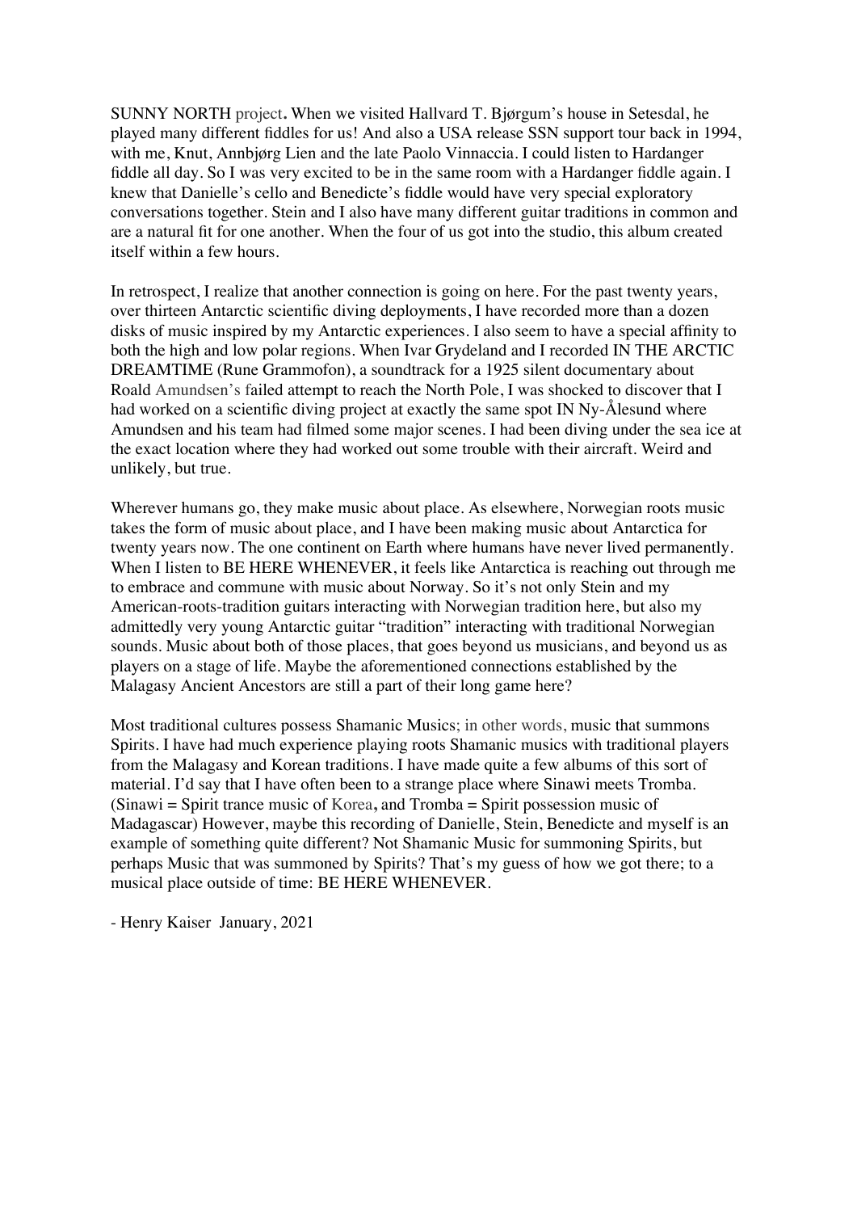SUNNY NORTH project. When we visited Hallvard T. Bjørgum's house in Setesdal, he played many different fiddles for us! And also a USA release SSN support tour back in 1994, with me, Knut, Annbjørg Lien and the late Paolo Vinnaccia. I could listen to Hardanger fiddle all day. So I was very excited to be in the same room with a Hardanger fiddle again. I knew that Danielle's cello and Benedicte's fiddle would have very special exploratory conversations together. Stein and I also have many different guitar traditions in common and are a natural fit for one another. When the four of us got into the studio, this album created itself within a few hours.

In retrospect, I realize that another connection is going on here. For the past twenty years, over thirteen Antarctic scientific diving deployments, I have recorded more than a dozen disks of music inspired by my Antarctic experiences. I also seem to have a special affinity to both the high and low polar regions. When Ivar Grydeland and I recorded IN THE ARCTIC DREAMTIME (Rune Grammofon), a soundtrack for a 1925 silent documentary about Roald Amundsen's failed attempt to reach the North Pole, I was shocked to discover that I had worked on a scientific diving project at exactly the same spot IN Ny-Ålesund where Amundsen and his team had filmed some major scenes. I had been diving under the sea ice at the exact location where they had worked out some trouble with their aircraft. Weird and unlikely, but true.

Wherever humans go, they make music about place. As elsewhere, Norwegian roots music takes the form of music about place, and I have been making music about Antarctica for twenty years now. The one continent on Earth where humans have never lived permanently. When I listen to BE HERE WHENEVER, it feels like Antarctica is reaching out through me to embrace and commune with music about Norway. So it's not only Stein and my American-roots-tradition guitars interacting with Norwegian tradition here, but also my admittedly very young Antarctic guitar "tradition" interacting with traditional Norwegian sounds. Music about both of those places, that goes beyond us musicians, and beyond us as players on a stage of life. Maybe the aforementioned connections established by the Malagasy Ancient Ancestors are still a part of their long game here?

Most traditional cultures possess Shamanic Musics; in other words, music that summons Spirits. I have had much experience playing roots Shamanic musics with traditional players from the Malagasy and Korean traditions. I have made quite a few albums of this sort of material. I'd say that I have often been to a strange place where Sinawi meets Tromba. (Sinawi = Spirit trance music of Korea, and Tromba = Spirit possession music of Madagascar) However, maybe this recording of Danielle, Stein, Benedicte and myself is an example of something quite different? Not Shamanic Music for summoning Spirits, but perhaps Music that was summoned by Spirits? That's my guess of how we got there; to a musical place outside of time: BE HERE WHENEVER.

- Henry Kaiser January, 2021